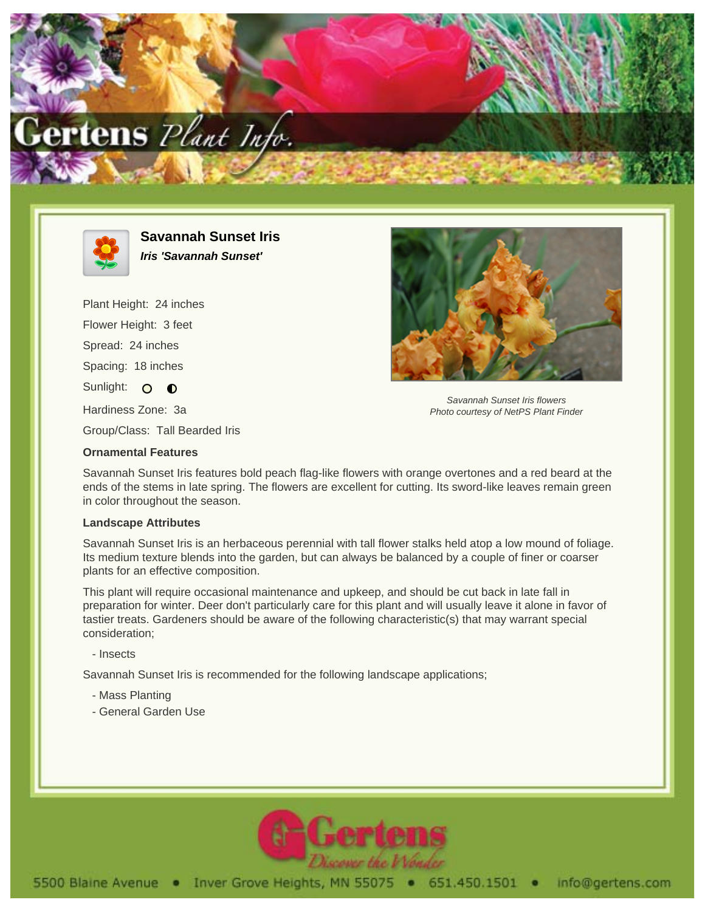# Savannah Sunset Iris

***Iris 'Savannah Sunset'***

Plant Height: 24 inches

Flower Height: 3 feet

Spread: 24 inches

Spacing: 18 inches

Sunlight: O ◐

Hardiness Zone: 3a

Group/Class: Tall Bearded Iris

*Savannah Sunset Iris flowers*
*Photo courtesy of NetPS Plant Finder*

### Ornamental Features

Savannah Sunset Iris features bold peach flag-like flowers with orange overtones and a red beard at the ends of the stems in late spring. The flowers are excellent for cutting. Its sword-like leaves remain green in color throughout the season.

### Landscape Attributes

Savannah Sunset Iris is an herbaceous perennial with tall flower stalks held atop a low mound of foliage. Its medium texture blends into the garden, but can always be balanced by a couple of finer or coarser plants for an effective composition.

This plant will require occasional maintenance and upkeep, and should be cut back in late fall in preparation for winter. Deer don't particularly care for this plant and will usually leave it alone in favor of tastier treats. Gardeners should be aware of the following characteristic(s) that may warrant special consideration;

- Insects

Savannah Sunset Iris is recommended for the following landscape applications;

- Mass Planting
- General Garden Use

5500 Blaine Avenue • Inver Grove Heights, MN 55075 • 651.450.1501 • info@gertens.com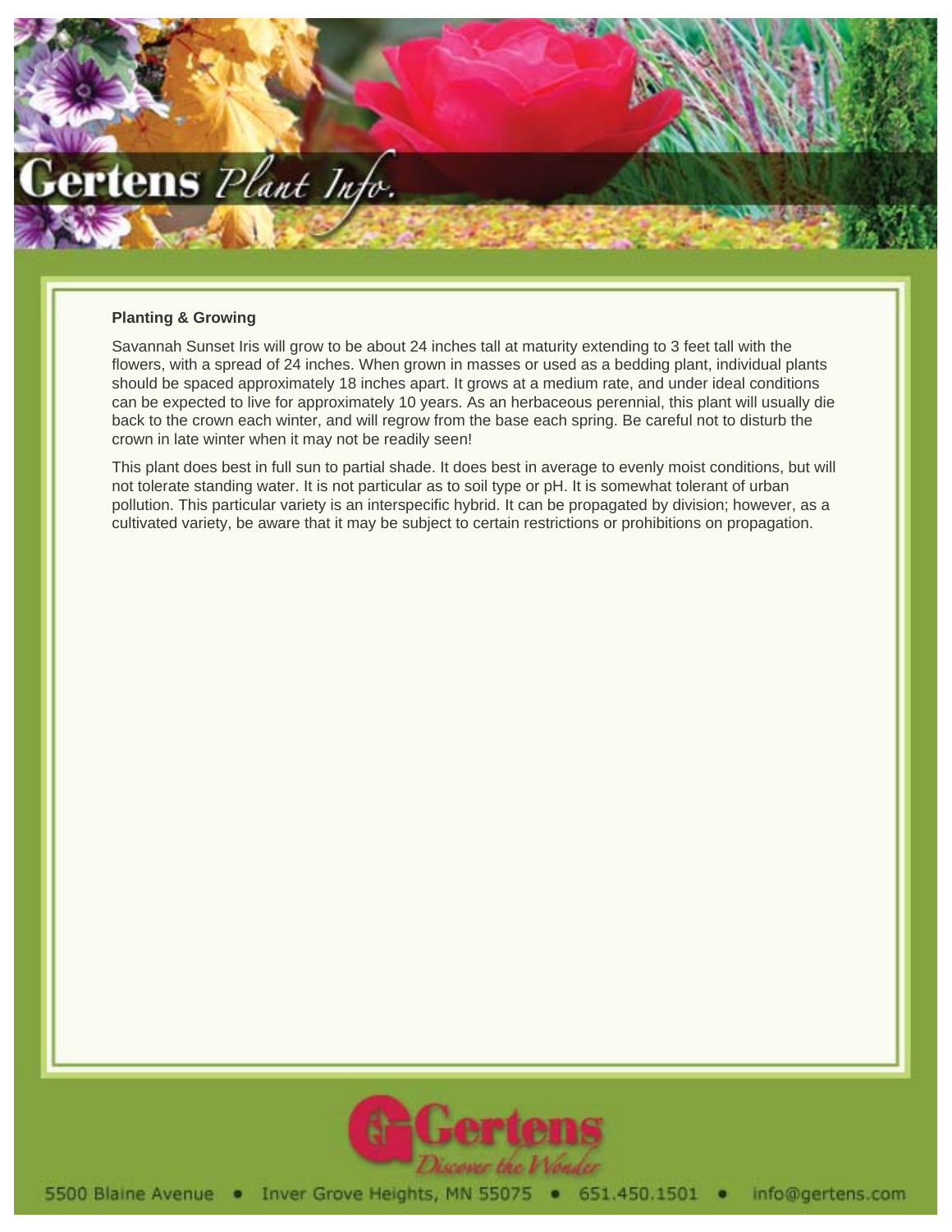**Planting & Growing**

Savannah Sunset Iris will grow to be about 24 inches tall at maturity extending to 3 feet tall with the flowers, with a spread of 24 inches. When grown in masses or used as a bedding plant, individual plants should be spaced approximately 18 inches apart. It grows at a medium rate, and under ideal conditions can be expected to live for approximately 10 years. As an herbaceous perennial, this plant will usually die back to the crown each winter, and will regrow from the base each spring. Be careful not to disturb the crown in late winter when it may not be readily seen!

This plant does best in full sun to partial shade. It does best in average to evenly moist conditions, but will not tolerate standing water. It is not particular as to soil type or pH. It is somewhat tolerant of urban pollution. This particular variety is an interspecific hybrid. It can be propagated by division; however, as a cultivated variety, be aware that it may be subject to certain restrictions or prohibitions on propagation.